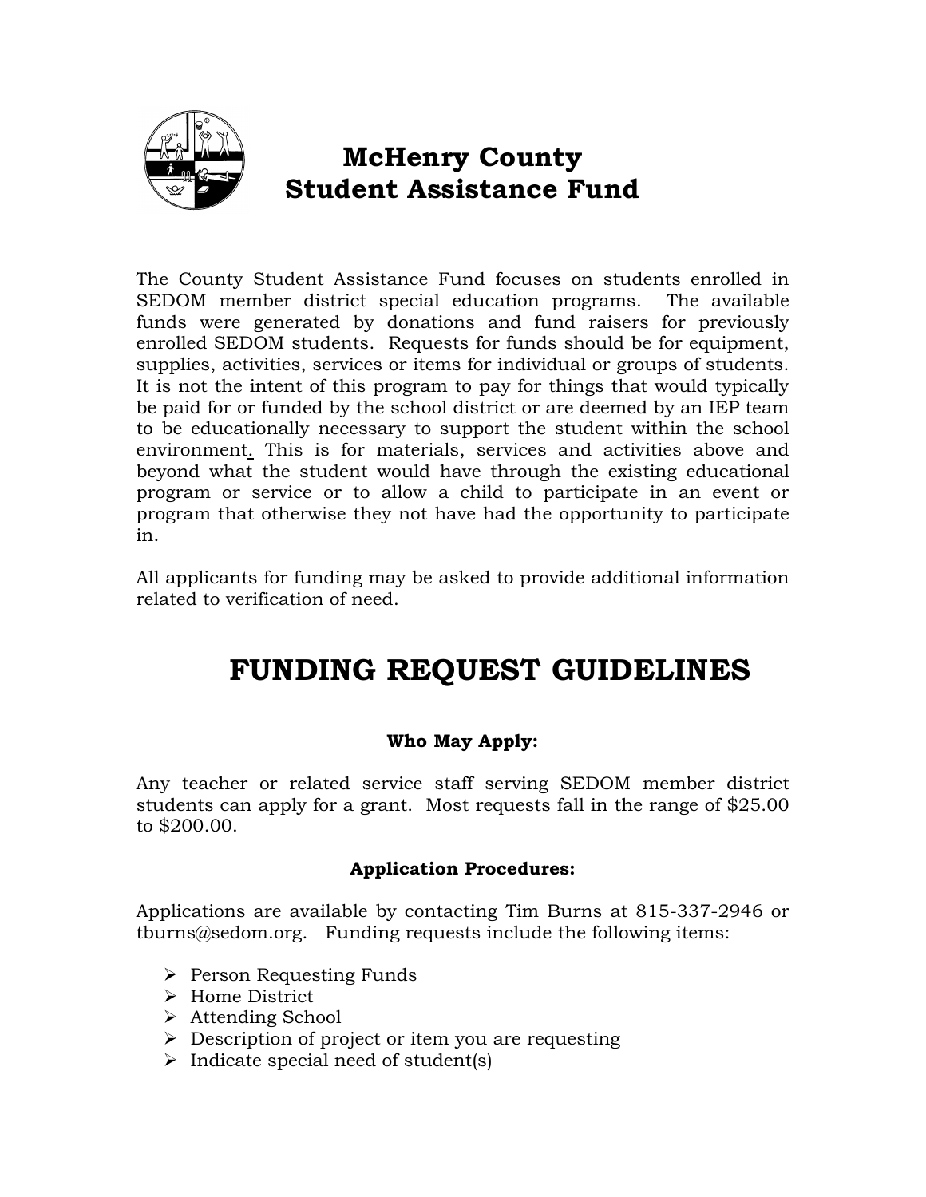# McHenry County Student Assistance Fund

The County Student Assistance Fund focuses on students enrolled in SEDOM member district special education programs. The available funds were generated by donations and fund raisers for previously enrolled SEDOM students. Requests for funds should be for equipment, supplies, activities, services or items for individual or groups of students. It is not the intent of this program to pay for things that would typically be paid for or funded by the school district or are deemed by an IEP team to be educationally necessary to support the student within the school environment. This is for materials, services and activities above and beyond what the student would have through the existing educational program or service or to allow a child to participate in an event or program that otherwise they not have had the opportunity to participate in.

All applicants for funding may be asked to provide additional information related to verification of need.

# FUNDING REQUEST GUIDELINES

### Who May Apply:

Any teacher or related service staff serving SEDOM member district students can apply for a grant. Most requests fall in the range of $25.00 to $200.00.

### Application Procedures:

Applications are available by contacting Tim Burns at 815-337-2946 or tburns@sedom.org. Funding requests include the following items:

- Person Requesting Funds
- Home District
- Attending School
- Description of project or item you are requesting
- Indicate special need of student(s)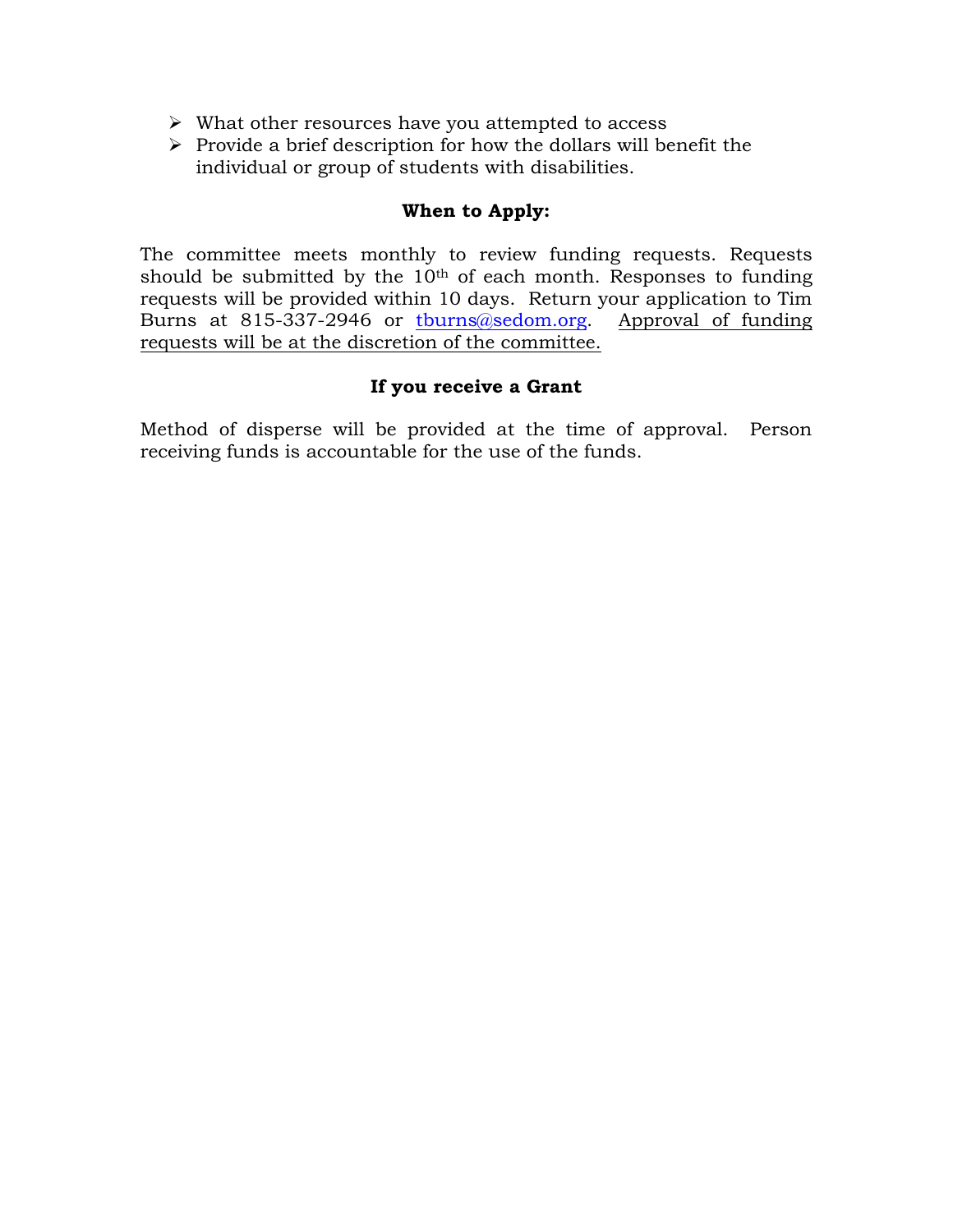- What other resources have you attempted to access
- Provide a brief description for how the dollars will benefit the individual or group of students with disabilities.

### When to Apply:

The committee meets monthly to review funding requests. Requests should be submitted by the 10th of each month. Responses to funding requests will be provided within 10 days. Return your application to Tim Burns at 815-337-2946 or tburns@sedom.org. Approval of funding requests will be at the discretion of the committee.

### If you receive a Grant

Method of disperse will be provided at the time of approval. Person receiving funds is accountable for the use of the funds.